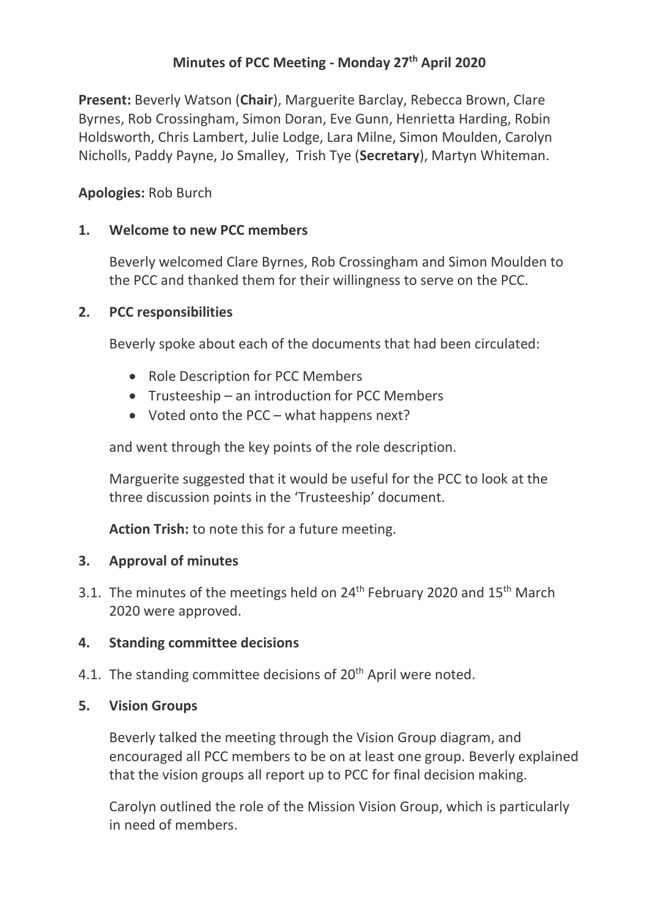# Minutes of PCC Meeting - Monday 27th April 2020

**Present:** Beverly Watson (**Chair**), Marguerite Barclay, Rebecca Brown, Clare Byrnes, Rob Crossingham, Simon Doran, Eve Gunn, Henrietta Harding, Robin Holdsworth, Chris Lambert, Julie Lodge, Lara Milne, Simon Moulden, Carolyn Nicholls, Paddy Payne, Jo Smalley, Trish Tye (**Secretary**), Martyn Whiteman.

**Apologies:** Rob Burch

## 1. Welcome to new PCC members

Beverly welcomed Clare Byrnes, Rob Crossingham and Simon Moulden to the PCC and thanked them for their willingness to serve on the PCC.

## 2. PCC responsibilities

Beverly spoke about each of the documents that had been circulated:

- Role Description for PCC Members
- Trusteeship – an introduction for PCC Members
- Voted onto the PCC – what happens next?

and went through the key points of the role description.

Marguerite suggested that it would be useful for the PCC to look at the three discussion points in the 'Trusteeship' document.

**Action Trish:** to note this for a future meeting.

## 3. Approval of minutes

3.1. The minutes of the meetings held on 24th February 2020 and 15th March 2020 were approved.

## 4. Standing committee decisions

4.1. The standing committee decisions of 20th April were noted.

## 5. Vision Groups

Beverly talked the meeting through the Vision Group diagram, and encouraged all PCC members to be on at least one group. Beverly explained that the vision groups all report up to PCC for final decision making.

Carolyn outlined the role of the Mission Vision Group, which is particularly in need of members.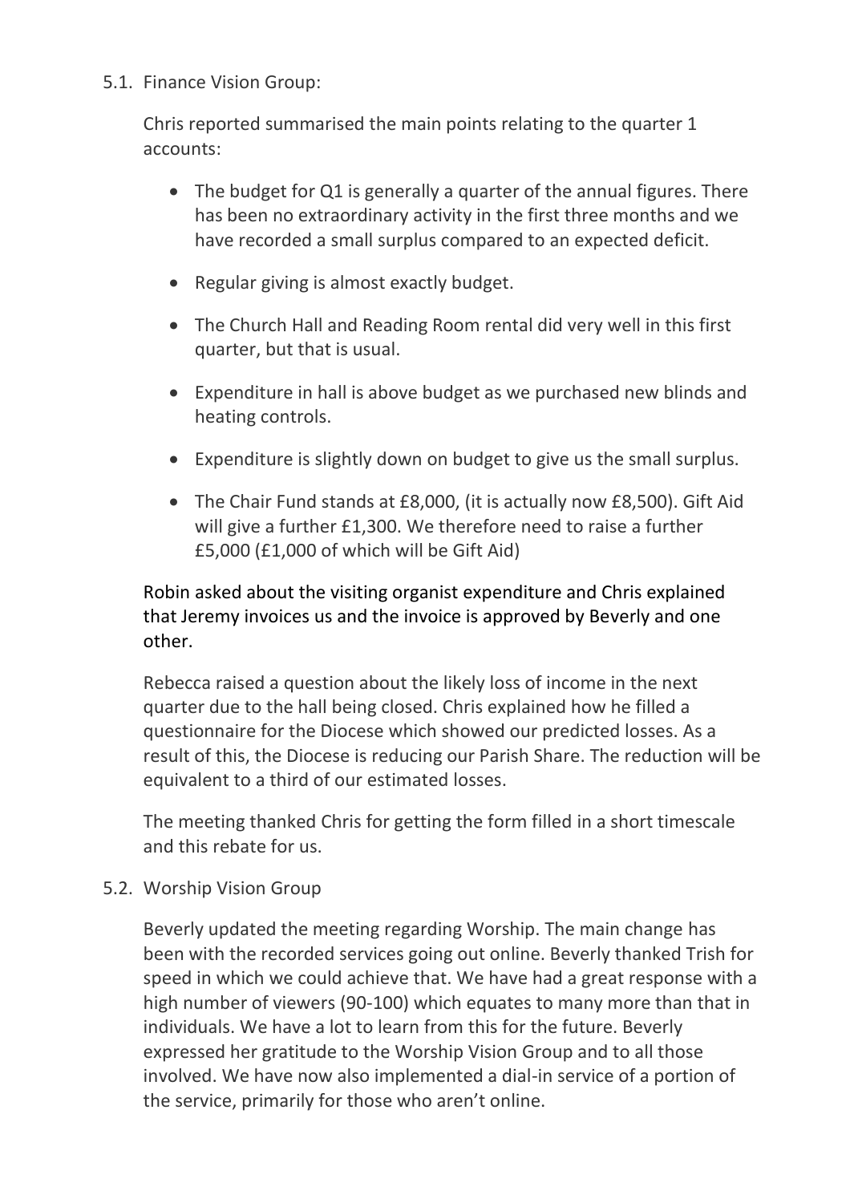5.1. Finance Vision Group:

Chris reported summarised the main points relating to the quarter 1 accounts:

- The budget for Q1 is generally a quarter of the annual figures. There has been no extraordinary activity in the first three months and we have recorded a small surplus compared to an expected deficit.
- Regular giving is almost exactly budget.
- The Church Hall and Reading Room rental did very well in this first quarter, but that is usual.
- Expenditure in hall is above budget as we purchased new blinds and heating controls.
- Expenditure is slightly down on budget to give us the small surplus.
- The Chair Fund stands at £8,000, (it is actually now £8,500). Gift Aid will give a further £1,300. We therefore need to raise a further £5,000 (£1,000 of which will be Gift Aid)

Robin asked about the visiting organist expenditure and Chris explained that Jeremy invoices us and the invoice is approved by Beverly and one other.

Rebecca raised a question about the likely loss of income in the next quarter due to the hall being closed. Chris explained how he filled a questionnaire for the Diocese which showed our predicted losses. As a result of this, the Diocese is reducing our Parish Share. The reduction will be equivalent to a third of our estimated losses.

The meeting thanked Chris for getting the form filled in a short timescale and this rebate for us.

5.2. Worship Vision Group

Beverly updated the meeting regarding Worship. The main change has been with the recorded services going out online. Beverly thanked Trish for speed in which we could achieve that. We have had a great response with a high number of viewers (90-100) which equates to many more than that in individuals. We have a lot to learn from this for the future. Beverly expressed her gratitude to the Worship Vision Group and to all those involved. We have now also implemented a dial-in service of a portion of the service, primarily for those who aren't online.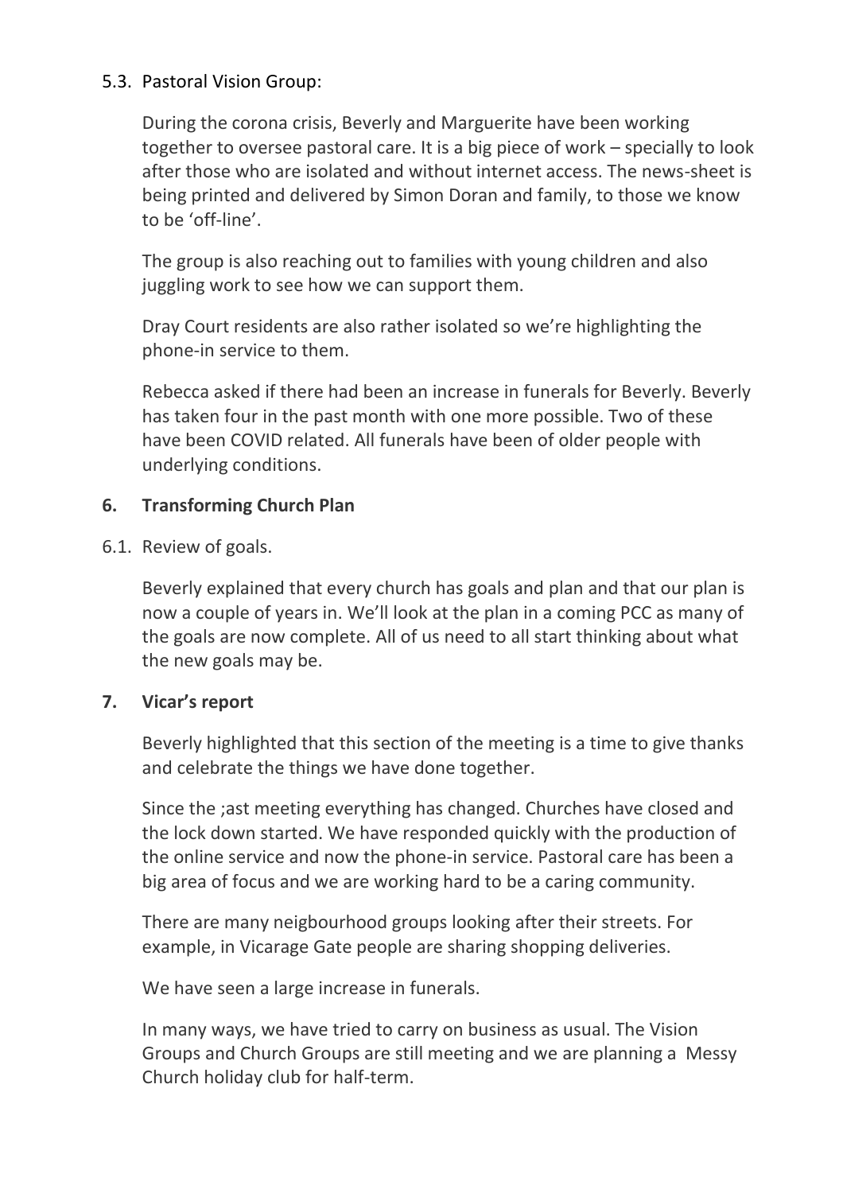5.3. Pastoral Vision Group:

During the corona crisis, Beverly and Marguerite have been working together to oversee pastoral care. It is a big piece of work – specially to look after those who are isolated and without internet access. The news-sheet is being printed and delivered by Simon Doran and family, to those we know to be 'off-line'.

The group is also reaching out to families with young children and also juggling work to see how we can support them.

Dray Court residents are also rather isolated so we're highlighting the phone-in service to them.

Rebecca asked if there had been an increase in funerals for Beverly. Beverly has taken four in the past month with one more possible. Two of these have been COVID related. All funerals have been of older people with underlying conditions.

## 6. Transforming Church Plan

6.1. Review of goals.

Beverly explained that every church has goals and plan and that our plan is now a couple of years in. We'll look at the plan in a coming PCC as many of the goals are now complete. All of us need to all start thinking about what the new goals may be.

## 7. Vicar's report

Beverly highlighted that this section of the meeting is a time to give thanks and celebrate the things we have done together.

Since the ;ast meeting everything has changed. Churches have closed and the lock down started. We have responded quickly with the production of the online service and now the phone-in service. Pastoral care has been a big area of focus and we are working hard to be a caring community.

There are many neigbourhood groups looking after their streets. For example, in Vicarage Gate people are sharing shopping deliveries.

We have seen a large increase in funerals.

In many ways, we have tried to carry on business as usual. The Vision Groups and Church Groups are still meeting and we are planning a Messy Church holiday club for half-term.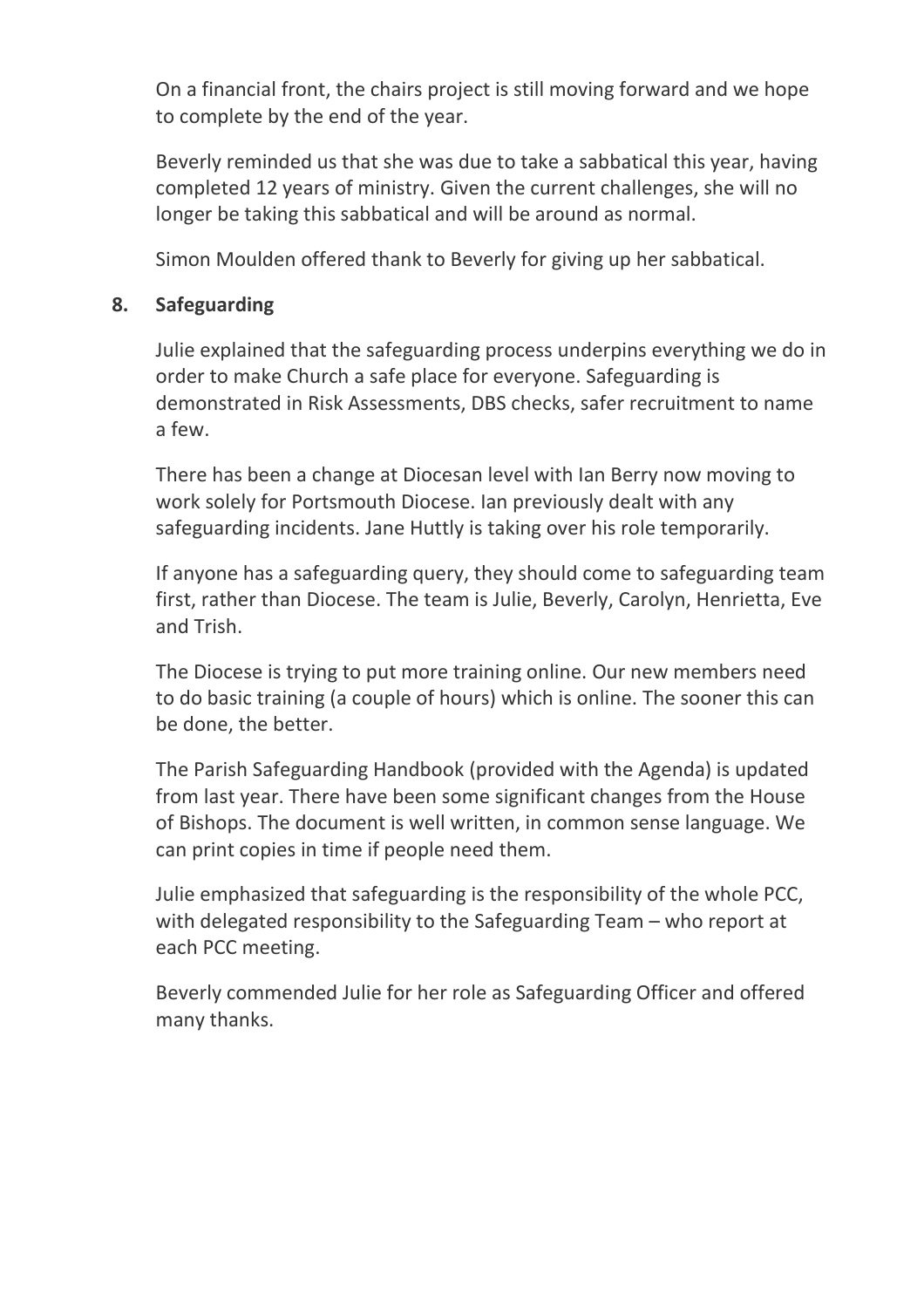On a financial front, the chairs project is still moving forward and we hope to complete by the end of the year.

Beverly reminded us that she was due to take a sabbatical this year, having completed 12 years of ministry. Given the current challenges, she will no longer be taking this sabbatical and will be around as normal.

Simon Moulden offered thank to Beverly for giving up her sabbatical.

**8. Safeguarding**

Julie explained that the safeguarding process underpins everything we do in order to make Church a safe place for everyone. Safeguarding is demonstrated in Risk Assessments, DBS checks, safer recruitment to name a few.

There has been a change at Diocesan level with Ian Berry now moving to work solely for Portsmouth Diocese. Ian previously dealt with any safeguarding incidents. Jane Huttly is taking over his role temporarily.

If anyone has a safeguarding query, they should come to safeguarding team first, rather than Diocese. The team is Julie, Beverly, Carolyn, Henrietta, Eve and Trish.

The Diocese is trying to put more training online. Our new members need to do basic training (a couple of hours) which is online. The sooner this can be done, the better.

The Parish Safeguarding Handbook (provided with the Agenda) is updated from last year. There have been some significant changes from the House of Bishops. The document is well written, in common sense language. We can print copies in time if people need them.

Julie emphasized that safeguarding is the responsibility of the whole PCC, with delegated responsibility to the Safeguarding Team – who report at each PCC meeting.

Beverly commended Julie for her role as Safeguarding Officer and offered many thanks.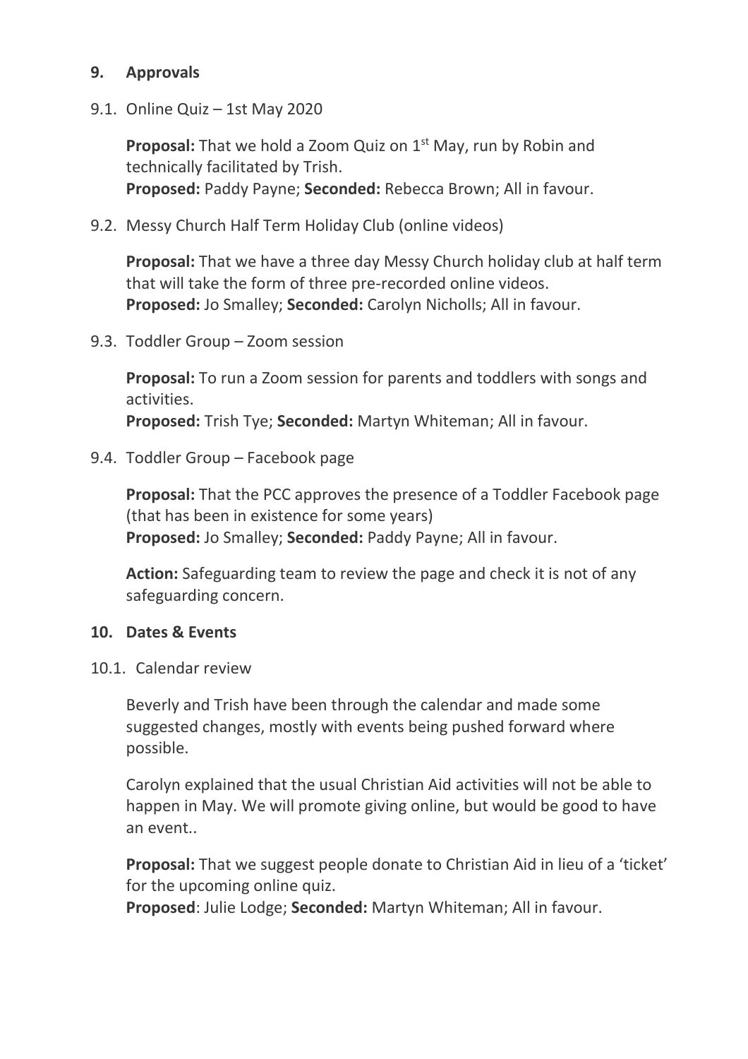## 9. Approvals

9.1. Online Quiz – 1st May 2020

**Proposal:** That we hold a Zoom Quiz on 1st May, run by Robin and technically facilitated by Trish.
**Proposed:** Paddy Payne; **Seconded:** Rebecca Brown; All in favour.

9.2. Messy Church Half Term Holiday Club (online videos)

**Proposal:** That we have a three day Messy Church holiday club at half term that will take the form of three pre-recorded online videos.
**Proposed:** Jo Smalley; **Seconded:** Carolyn Nicholls; All in favour.

9.3. Toddler Group – Zoom session

**Proposal:** To run a Zoom session for parents and toddlers with songs and activities.
**Proposed:** Trish Tye; **Seconded:** Martyn Whiteman; All in favour.

9.4. Toddler Group – Facebook page

**Proposal:** That the PCC approves the presence of a Toddler Facebook page (that has been in existence for some years)
**Proposed:** Jo Smalley; **Seconded:** Paddy Payne; All in favour.

**Action:** Safeguarding team to review the page and check it is not of any safeguarding concern.

## 10. Dates & Events

10.1. Calendar review

Beverly and Trish have been through the calendar and made some suggested changes, mostly with events being pushed forward where possible.

Carolyn explained that the usual Christian Aid activities will not be able to happen in May. We will promote giving online, but would be good to have an event..

**Proposal:** That we suggest people donate to Christian Aid in lieu of a 'ticket' for the upcoming online quiz.
**Proposed**: Julie Lodge; **Seconded:** Martyn Whiteman; All in favour.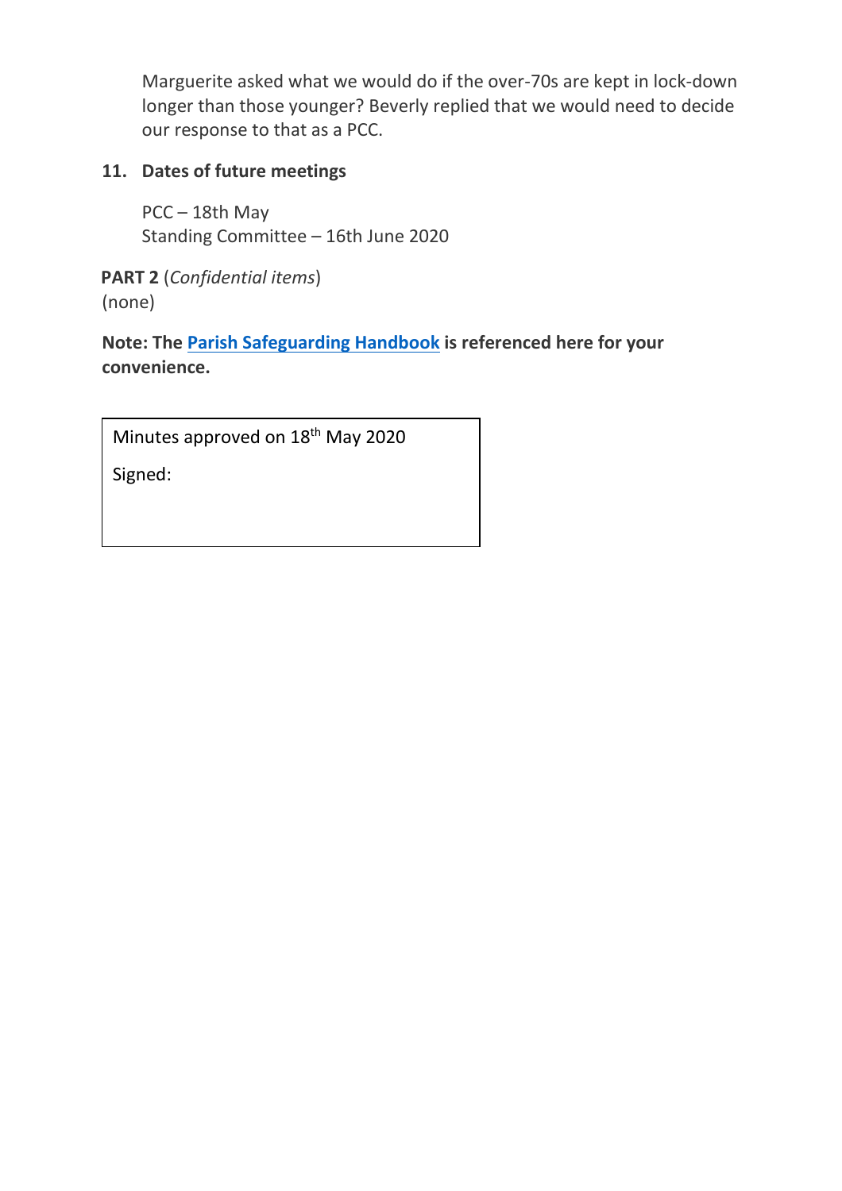Marguerite asked what we would do if the over-70s are kept in lock-down longer than those younger? Beverly replied that we would need to decide our response to that as a PCC.

## 11. Dates of future meetings

PCC – 18th May
Standing Committee – 16th June 2020

**PART 2** (*Confidential items*)
(none)

**Note: The Parish Safeguarding Handbook is referenced here for your convenience.**

| |
|---|
| Minutes approved on 18th May 2020 |
| Signed: |